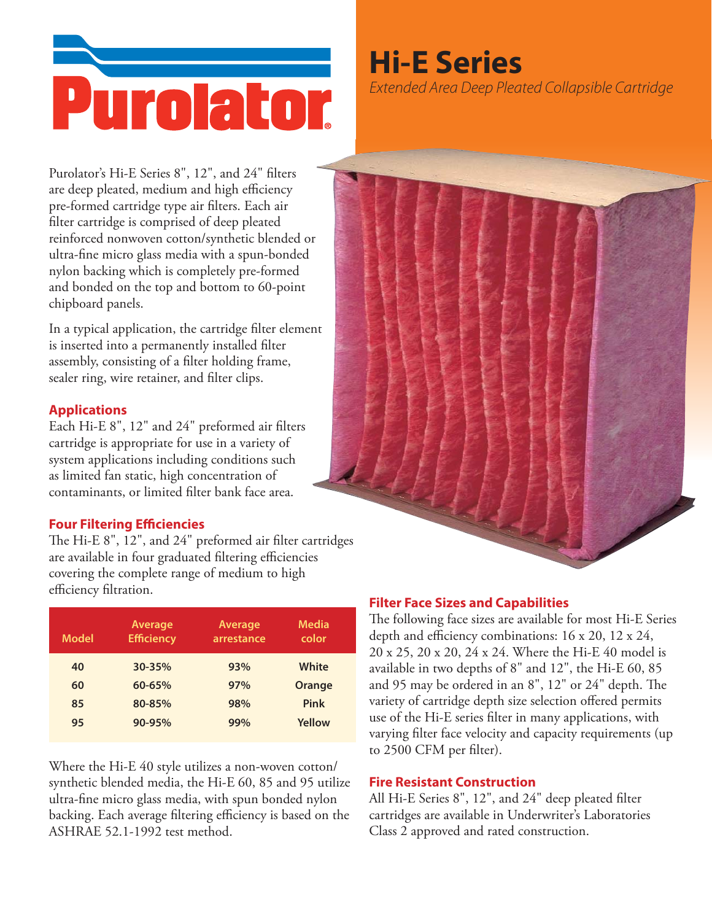# Hi-E Series

*Extended Area Deep Pleated Collapsible Cartridge*

Purolator's Hi-E Series 8", 12", and 24" filters are deep pleated, medium and high efficiency pre-formed cartridge type air filters. Each air filter cartridge is comprised of deep pleated reinforced nonwoven cotton/synthetic blended or ultra-fine micro glass media with a spun-bonded nylon backing which is completely pre-formed and bonded on the top and bottom to 60-point chipboard panels.

In a typical application, the cartridge filter element is inserted into a permanently installed filter assembly, consisting of a filter holding frame, sealer ring, wire retainer, and filter clips.

## Applications

Each Hi-E 8", 12" and 24" preformed air filters cartridge is appropriate for use in a variety of system applications including conditions such as limited fan static, high concentration of contaminants, or limited filter bank face area.

## Four Filtering Efficiencies

The Hi-E 8", 12", and 24" preformed air filter cartridges are available in four graduated filtering efficiencies covering the complete range of medium to high efficiency filtration.

| Model | Average Efficiency | Average arrestance | Media color |
|---|---|---|---|
| 40 | 30-35% | 93% | White |
| 60 | 60-65% | 97% | Orange |
| 85 | 80-85% | 98% | Pink |
| 95 | 90-95% | 99% | Yellow |

Where the Hi-E 40 style utilizes a non-woven cotton/synthetic blended media, the Hi-E 60, 85 and 95 utilize ultra-fine micro glass media, with spun bonded nylon backing. Each average filtering efficiency is based on the ASHRAE 52.1-1992 test method.

## Filter Face Sizes and Capabilities

The following face sizes are available for most Hi-E Series depth and efficiency combinations: 16 x 20, 12 x 24, 20 x 25, 20 x 20, 24 x 24. Where the Hi-E 40 model is available in two depths of 8" and 12", the Hi-E 60, 85 and 95 may be ordered in an 8", 12" or 24" depth. The variety of cartridge depth size selection offered permits use of the Hi-E series filter in many applications, with varying filter face velocity and capacity requirements (up to 2500 CFM per filter).

## Fire Resistant Construction

All Hi-E Series 8", 12", and 24" deep pleated filter cartridges are available in Underwriter's Laboratories Class 2 approved and rated construction.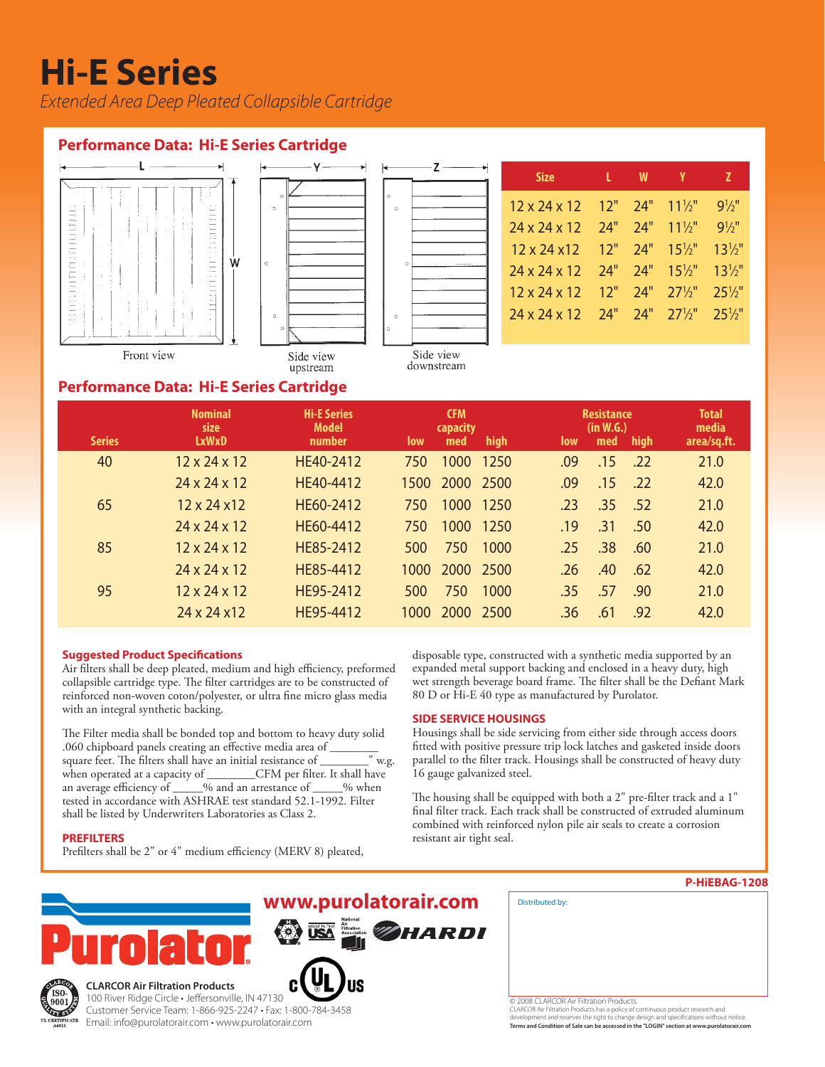# Hi-E Series

*Extended Area Deep Pleated Collapsible Cartridge*

## Performance Data: Hi-E Series Cartridge

Front view

Side view upstream

Side view downstream

| Size | L | W | Y | Z |
|---|---|---|---|---|
| 12 x 24 x 12 | 12" | 24" | 11½" | 9½" |
| 24 x 24 x 12 | 24" | 24" | 11½" | 9½" |
| 12 x 24 x12 | 12" | 24" | 15½" | 13½" |
| 24 x 24 x 12 | 24" | 24" | 15½" | 13½" |
| 12 x 24 x 12 | 12" | 24" | 27½" | 25½" |
| 24 x 24 x 12 | 24" | 24" | 27½" | 25½" |

## Performance Data: Hi-E Series Cartridge

| Series | Nominal size LxWxD | Hi-E Series Model number | CFM capacity low | med | high | Resistance (in W.G.) low | med | high | Total media area/sq.ft. |
|---|---|---|---|---|---|---|---|---|---|
| 40 | 12 x 24 x 12 | HE40-2412 | 750 | 1000 | 1250 | .09 | .15 | .22 | 21.0 |
| | 24 x 24 x 12 | HE40-4412 | 1500 | 2000 | 2500 | .09 | .15 | .22 | 42.0 |
| 65 | 12 x 24 x12 | HE60-2412 | 750 | 1000 | 1250 | .23 | .35 | .52 | 21.0 |
| | 24 x 24 x 12 | HE60-4412 | 750 | 1000 | 1250 | .19 | .31 | .50 | 42.0 |
| 85 | 12 x 24 x 12 | HE85-2412 | 500 | 750 | 1000 | .25 | .38 | .60 | 21.0 |
| | 24 x 24 x 12 | HE85-4412 | 1000 | 2000 | 2500 | .26 | .40 | .62 | 42.0 |
| 95 | 12 x 24 x 12 | HE95-2412 | 500 | 750 | 1000 | .35 | .57 | .90 | 21.0 |
| | 24 x 24 x12 | HE95-4412 | 1000 | 2000 | 2500 | .36 | .61 | .92 | 42.0 |

### Suggested Product Specifications

Air filters shall be deep pleated, medium and high efficiency, preformed collapsible cartridge type. The filter cartridges are to be constructed of reinforced non-woven coton/polyester, or ultra fine micro glass media with an integral synthetic backing.

The Filter media shall be bonded top and bottom to heavy duty solid .060 chipboard panels creating an effective media area of ________ square feet. The filters shall have an initial resistance of ________" w.g. when operated at a capacity of ________CFM per filter. It shall have an average efficiency of _____% and an arrestance of _____% when tested in accordance with ASHRAE test standard 52.1-1992. Filter shall be listed by Underwriters Laboratories as Class 2.

### PREFILTERS

Prefilters shall be 2" or 4" medium efficiency (MERV 8) pleated, disposable type, constructed with a synthetic media supported by an expanded metal support backing and enclosed in a heavy duty, high wet strength beverage board frame. The filter shall be the Defiant Mark 80 D or Hi-E 40 type as manufactured by Purolator.

### SIDE SERVICE HOUSINGS

Housings shall be side servicing from either side through access doors fitted with positive pressure trip lock latches and gasketed inside doors parallel to the filter track. Housings shall be constructed of heavy duty 16 gauge galvanized steel.

The housing shall be equipped with both a 2" pre-filter track and a 1" final filter track. Each track shall be constructed of extruded aluminum combined with reinforced nylon pile air seals to create a corrosion resistant air tight seal.

P-HiEBAG-1208

Purolator

www.purolatorair.com

HARDI

**CLARCOR Air Filtration Products**
100 River Ridge Circle • Jeffersonville, IN 47130
Customer Service Team: 1-866-925-2247 • Fax: 1-800-784-3458
Email: info@purolatorair.com • www.purolatorair.com

Distributed by:

© 2008 CLARCOR Air Filtration Products.
CLARCOR Air Filtration Products has a policy of continuous product research and development and reserves the right to change design and specifications without notice.
**Terms and Condition of Sale can be accessed in the "LOGIN" section at www.purolatorair.com**